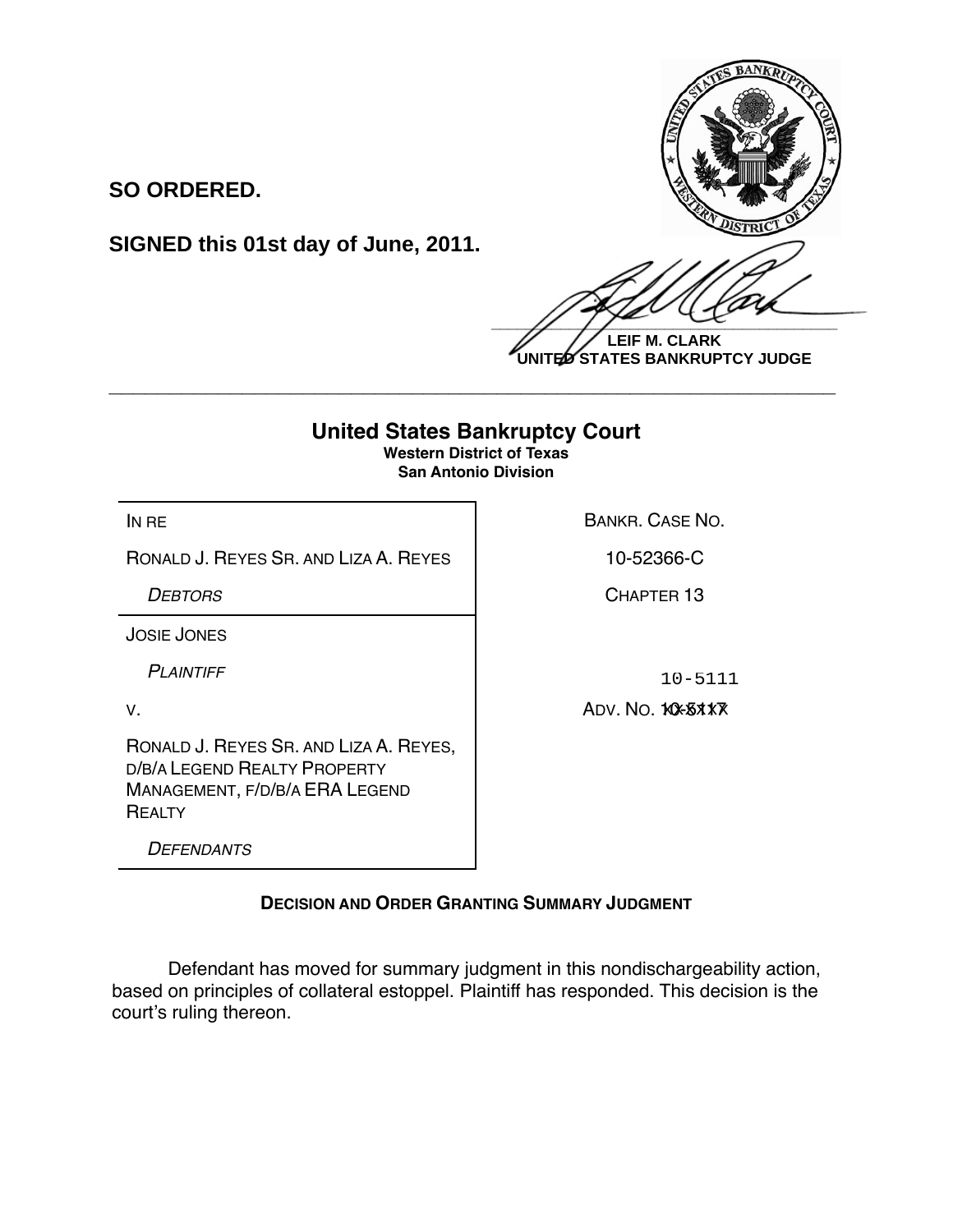**SO ORDERED.**

**SIGNED this 01st day of June, 2011.**

**LEIF M. CLARK**
**UNITED STATES BANKRUPTCY JUDGE**

---

# United States Bankruptcy Court

**Western District of Texas**
**San Antonio Division**

| | |
|---|---|
| IN RE | BANKR. CASE NO. |
| RONALD J. REYES SR. AND LIZA A. REYES | 10-52366-C |
| *DEBTORS* | CHAPTER 13 |
| JOSIE JONES | |
| *PLAINTIFF* | 10-5111 |
| V. | ADV. NO. 10-5117 |
| RONALD J. REYES SR. AND LIZA A. REYES, D/B/A LEGEND REALTY PROPERTY MANAGEMENT, F/D/B/A ERA LEGEND REALTY | |
| *DEFENDANTS* | |

**DECISION AND ORDER GRANTING SUMMARY JUDGMENT**

Defendant has moved for summary judgment in this nondischargeability action, based on principles of collateral estoppel. Plaintiff has responded. This decision is the court's ruling thereon.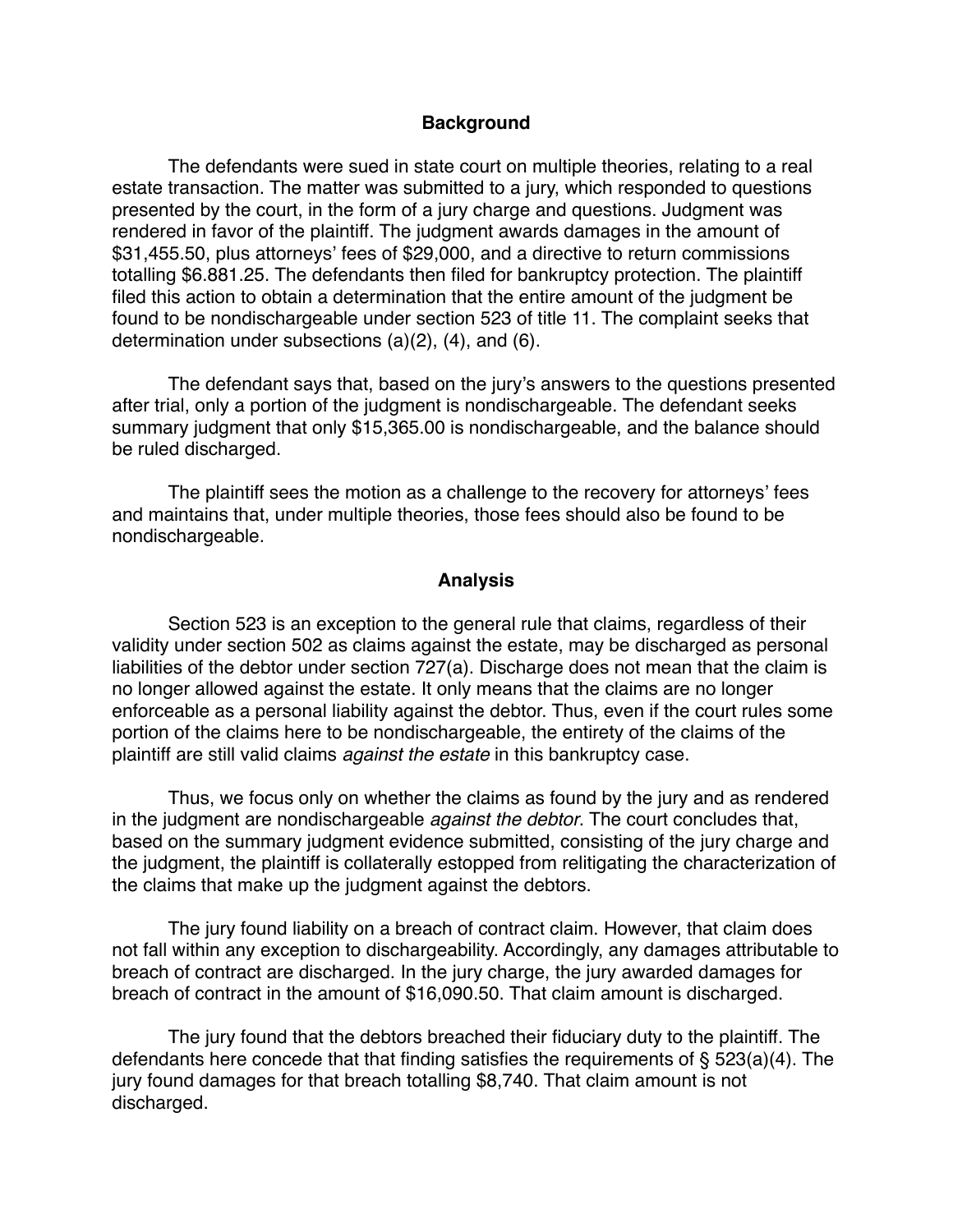## Background

The defendants were sued in state court on multiple theories, relating to a real estate transaction. The matter was submitted to a jury, which responded to questions presented by the court, in the form of a jury charge and questions. Judgment was rendered in favor of the plaintiff. The judgment awards damages in the amount of $31,455.50, plus attorneys' fees of $29,000, and a directive to return commissions totalling $6.881.25. The defendants then filed for bankruptcy protection. The plaintiff filed this action to obtain a determination that the entire amount of the judgment be found to be nondischargeable under section 523 of title 11. The complaint seeks that determination under subsections (a)(2), (4), and (6).

The defendant says that, based on the jury's answers to the questions presented after trial, only a portion of the judgment is nondischargeable. The defendant seeks summary judgment that only $15,365.00 is nondischargeable, and the balance should be ruled discharged.

The plaintiff sees the motion as a challenge to the recovery for attorneys' fees and maintains that, under multiple theories, those fees should also be found to be nondischargeable.

## Analysis

Section 523 is an exception to the general rule that claims, regardless of their validity under section 502 as claims against the estate, may be discharged as personal liabilities of the debtor under section 727(a). Discharge does not mean that the claim is no longer allowed against the estate. It only means that the claims are no longer enforceable as a personal liability against the debtor. Thus, even if the court rules some portion of the claims here to be nondischargeable, the entirety of the claims of the plaintiff are still valid claims *against the estate* in this bankruptcy case.

Thus, we focus only on whether the claims as found by the jury and as rendered in the judgment are nondischargeable *against the debtor*. The court concludes that, based on the summary judgment evidence submitted, consisting of the jury charge and the judgment, the plaintiff is collaterally estopped from relitigating the characterization of the claims that make up the judgment against the debtors.

The jury found liability on a breach of contract claim. However, that claim does not fall within any exception to dischargeability. Accordingly, any damages attributable to breach of contract are discharged. In the jury charge, the jury awarded damages for breach of contract in the amount of $16,090.50. That claim amount is discharged.

The jury found that the debtors breached their fiduciary duty to the plaintiff. The defendants here concede that that finding satisfies the requirements of § 523(a)(4). The jury found damages for that breach totalling $8,740. That claim amount is not discharged.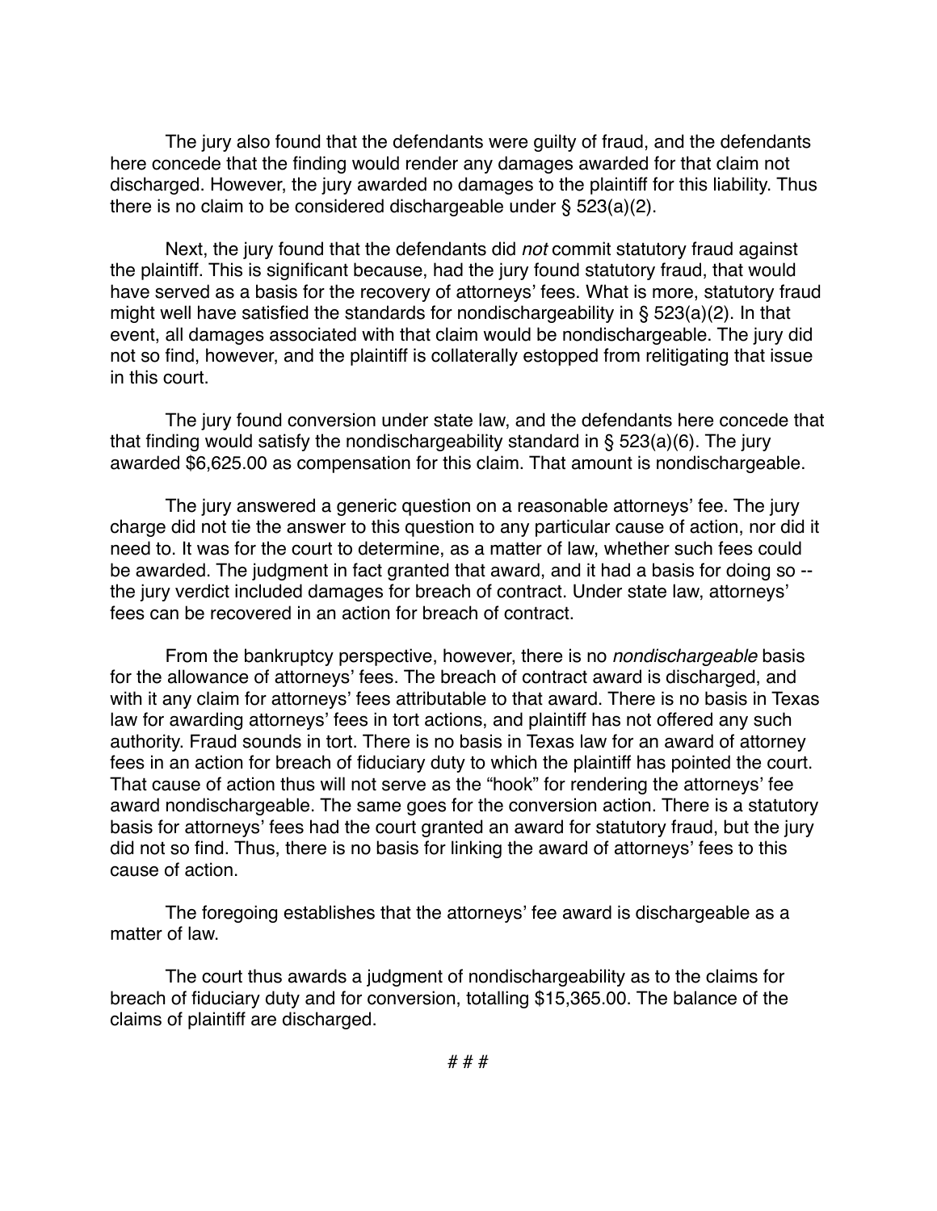The jury also found that the defendants were guilty of fraud, and the defendants here concede that the finding would render any damages awarded for that claim not discharged. However, the jury awarded no damages to the plaintiff for this liability. Thus there is no claim to be considered dischargeable under § 523(a)(2).

Next, the jury found that the defendants did *not* commit statutory fraud against the plaintiff. This is significant because, had the jury found statutory fraud, that would have served as a basis for the recovery of attorneys' fees. What is more, statutory fraud might well have satisfied the standards for nondischargeability in § 523(a)(2). In that event, all damages associated with that claim would be nondischargeable. The jury did not so find, however, and the plaintiff is collaterally estopped from relitigating that issue in this court.

The jury found conversion under state law, and the defendants here concede that that finding would satisfy the nondischargeability standard in § 523(a)(6). The jury awarded $6,625.00 as compensation for this claim. That amount is nondischargeable.

The jury answered a generic question on a reasonable attorneys' fee. The jury charge did not tie the answer to this question to any particular cause of action, nor did it need to. It was for the court to determine, as a matter of law, whether such fees could be awarded. The judgment in fact granted that award, and it had a basis for doing so -- the jury verdict included damages for breach of contract. Under state law, attorneys' fees can be recovered in an action for breach of contract.

From the bankruptcy perspective, however, there is no *nondischargeable* basis for the allowance of attorneys' fees. The breach of contract award is discharged, and with it any claim for attorneys' fees attributable to that award. There is no basis in Texas law for awarding attorneys' fees in tort actions, and plaintiff has not offered any such authority. Fraud sounds in tort. There is no basis in Texas law for an award of attorney fees in an action for breach of fiduciary duty to which the plaintiff has pointed the court. That cause of action thus will not serve as the "hook" for rendering the attorneys' fee award nondischargeable. The same goes for the conversion action. There is a statutory basis for attorneys' fees had the court granted an award for statutory fraud, but the jury did not so find. Thus, there is no basis for linking the award of attorneys' fees to this cause of action.

The foregoing establishes that the attorneys' fee award is dischargeable as a matter of law.

The court thus awards a judgment of nondischargeability as to the claims for breach of fiduciary duty and for conversion, totalling $15,365.00. The balance of the claims of plaintiff are discharged.

# # #